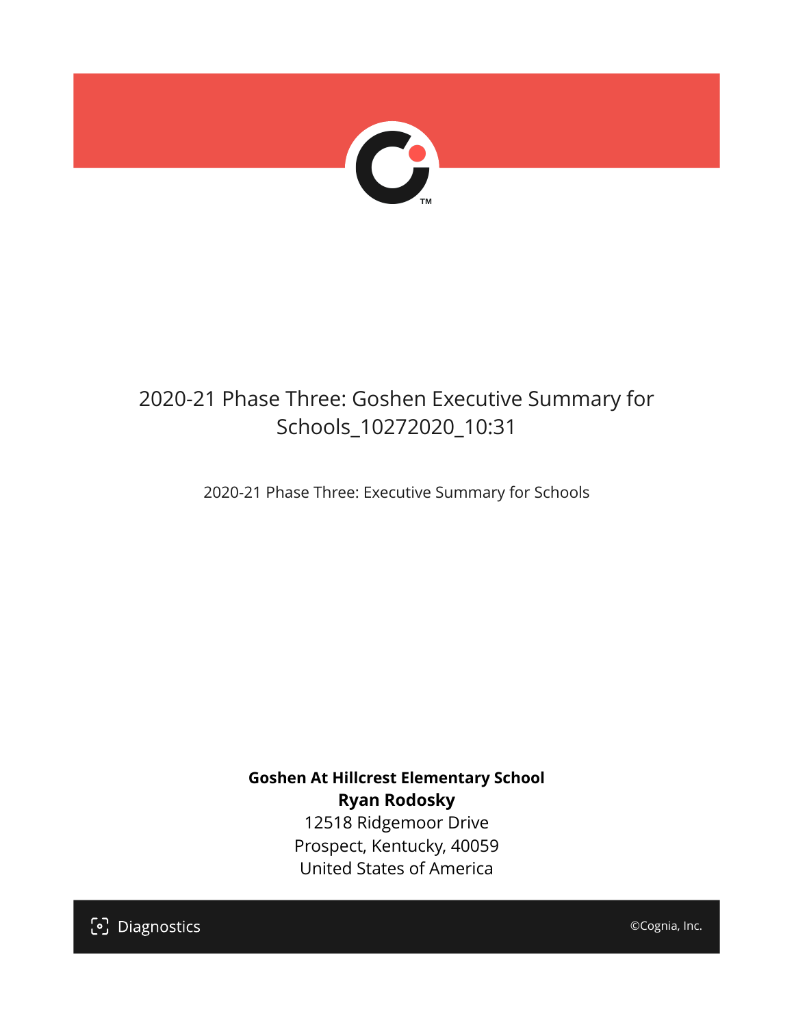# 2020-21 Phase Three: Goshen Executive Summary for Schools_10272020_10:31

2020-21 Phase Three: Executive Summary for Schools

**Goshen At Hillcrest Elementary School**
**Ryan Rodosky**
12518 Ridgemoor Drive
Prospect, Kentucky, 40059
United States of America

Diagnostics

©Cognia, Inc.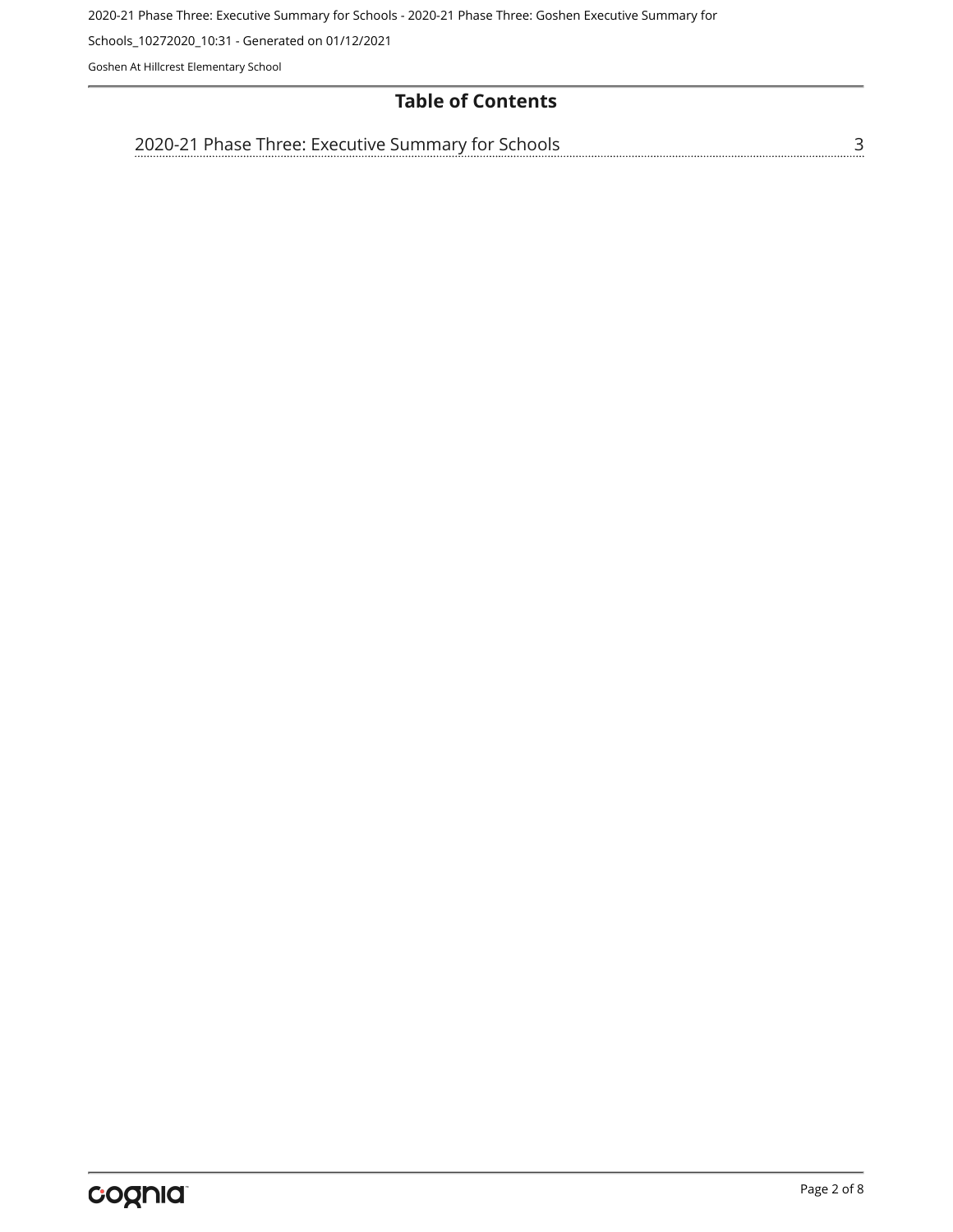# Table of Contents

2020-21 Phase Three: Executive Summary for Schools ........ 3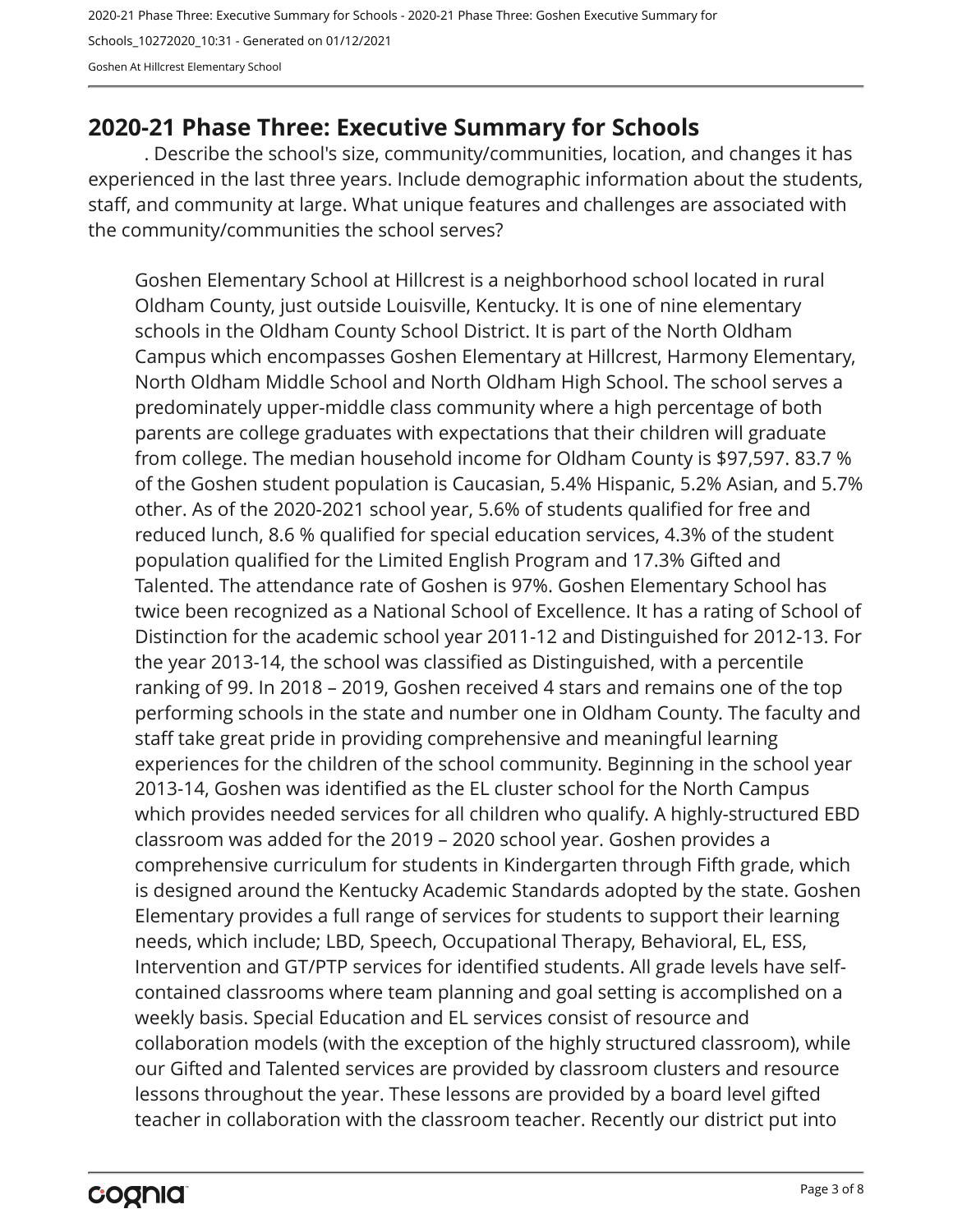## 2020-21 Phase Three: Executive Summary for Schools

. Describe the school's size, community/communities, location, and changes it has experienced in the last three years. Include demographic information about the students, staff, and community at large. What unique features and challenges are associated with the community/communities the school serves?

Goshen Elementary School at Hillcrest is a neighborhood school located in rural Oldham County, just outside Louisville, Kentucky. It is one of nine elementary schools in the Oldham County School District. It is part of the North Oldham Campus which encompasses Goshen Elementary at Hillcrest, Harmony Elementary, North Oldham Middle School and North Oldham High School. The school serves a predominately upper-middle class community where a high percentage of both parents are college graduates with expectations that their children will graduate from college. The median household income for Oldham County is $97,597. 83.7 % of the Goshen student population is Caucasian, 5.4% Hispanic, 5.2% Asian, and 5.7% other. As of the 2020-2021 school year, 5.6% of students qualified for free and reduced lunch, 8.6 % qualified for special education services, 4.3% of the student population qualified for the Limited English Program and 17.3% Gifted and Talented. The attendance rate of Goshen is 97%. Goshen Elementary School has twice been recognized as a National School of Excellence. It has a rating of School of Distinction for the academic school year 2011-12 and Distinguished for 2012-13. For the year 2013-14, the school was classified as Distinguished, with a percentile ranking of 99. In 2018 – 2019, Goshen received 4 stars and remains one of the top performing schools in the state and number one in Oldham County. The faculty and staff take great pride in providing comprehensive and meaningful learning experiences for the children of the school community. Beginning in the school year 2013-14, Goshen was identified as the EL cluster school for the North Campus which provides needed services for all children who qualify. A highly-structured EBD classroom was added for the 2019 – 2020 school year. Goshen provides a comprehensive curriculum for students in Kindergarten through Fifth grade, which is designed around the Kentucky Academic Standards adopted by the state. Goshen Elementary provides a full range of services for students to support their learning needs, which include; LBD, Speech, Occupational Therapy, Behavioral, EL, ESS, Intervention and GT/PTP services for identified students. All grade levels have self-contained classrooms where team planning and goal setting is accomplished on a weekly basis. Special Education and EL services consist of resource and collaboration models (with the exception of the highly structured classroom), while our Gifted and Talented services are provided by classroom clusters and resource lessons throughout the year. These lessons are provided by a board level gifted teacher in collaboration with the classroom teacher. Recently our district put into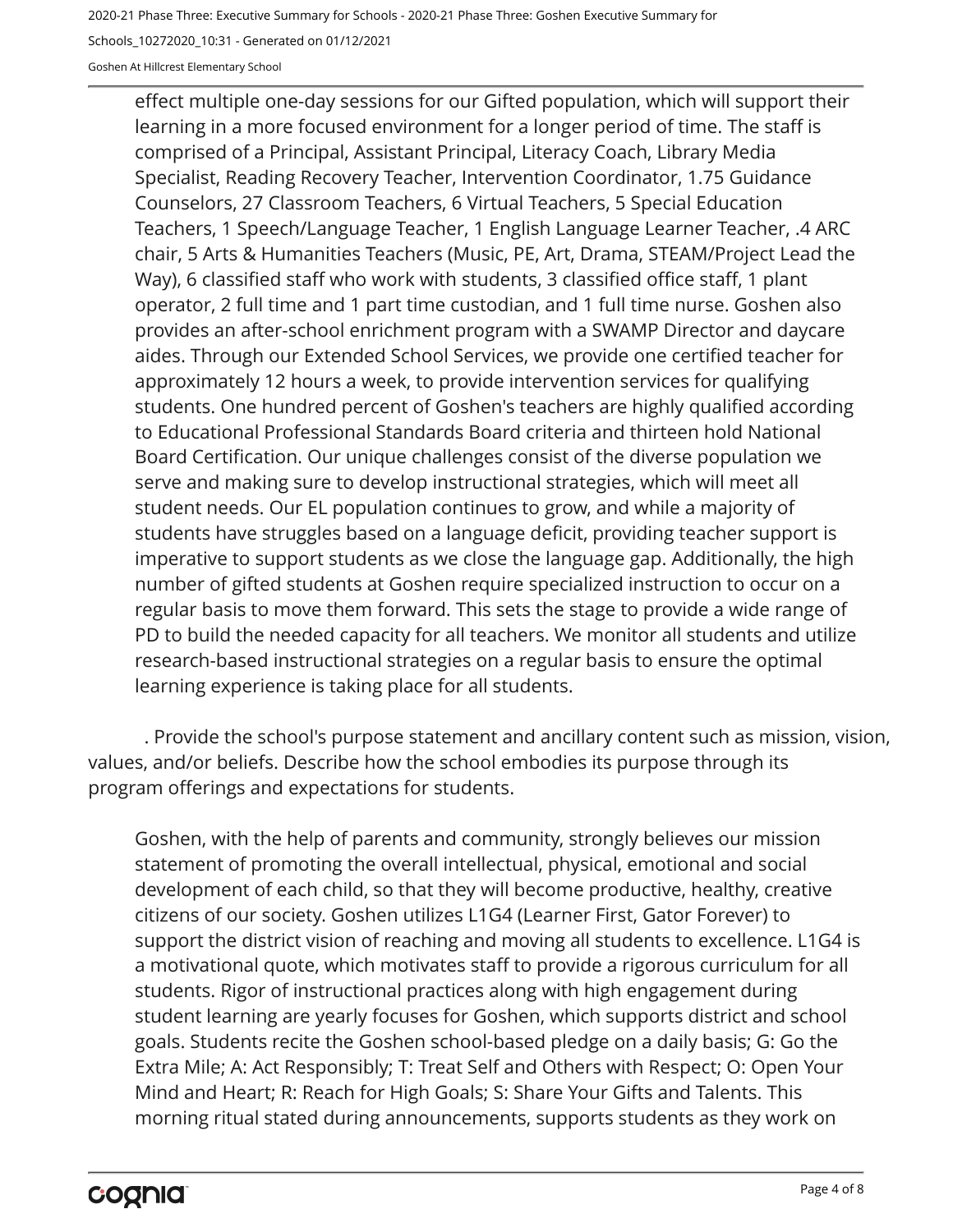effect multiple one-day sessions for our Gifted population, which will support their learning in a more focused environment for a longer period of time. The staff is comprised of a Principal, Assistant Principal, Literacy Coach, Library Media Specialist, Reading Recovery Teacher, Intervention Coordinator, 1.75 Guidance Counselors, 27 Classroom Teachers, 6 Virtual Teachers, 5 Special Education Teachers, 1 Speech/Language Teacher, 1 English Language Learner Teacher, .4 ARC chair, 5 Arts & Humanities Teachers (Music, PE, Art, Drama, STEAM/Project Lead the Way), 6 classified staff who work with students, 3 classified office staff, 1 plant operator, 2 full time and 1 part time custodian, and 1 full time nurse. Goshen also provides an after-school enrichment program with a SWAMP Director and daycare aides. Through our Extended School Services, we provide one certified teacher for approximately 12 hours a week, to provide intervention services for qualifying students. One hundred percent of Goshen's teachers are highly qualified according to Educational Professional Standards Board criteria and thirteen hold National Board Certification. Our unique challenges consist of the diverse population we serve and making sure to develop instructional strategies, which will meet all student needs. Our EL population continues to grow, and while a majority of students have struggles based on a language deficit, providing teacher support is imperative to support students as we close the language gap. Additionally, the high number of gifted students at Goshen require specialized instruction to occur on a regular basis to move them forward. This sets the stage to provide a wide range of PD to build the needed capacity for all teachers. We monitor all students and utilize research-based instructional strategies on a regular basis to ensure the optimal learning experience is taking place for all students.

. Provide the school's purpose statement and ancillary content such as mission, vision, values, and/or beliefs. Describe how the school embodies its purpose through its program offerings and expectations for students.

Goshen, with the help of parents and community, strongly believes our mission statement of promoting the overall intellectual, physical, emotional and social development of each child, so that they will become productive, healthy, creative citizens of our society. Goshen utilizes L1G4 (Learner First, Gator Forever) to support the district vision of reaching and moving all students to excellence. L1G4 is a motivational quote, which motivates staff to provide a rigorous curriculum for all students. Rigor of instructional practices along with high engagement during student learning are yearly focuses for Goshen, which supports district and school goals. Students recite the Goshen school-based pledge on a daily basis; G: Go the Extra Mile; A: Act Responsibly; T: Treat Self and Others with Respect; O: Open Your Mind and Heart; R: Reach for High Goals; S: Share Your Gifts and Talents. This morning ritual stated during announcements, supports students as they work on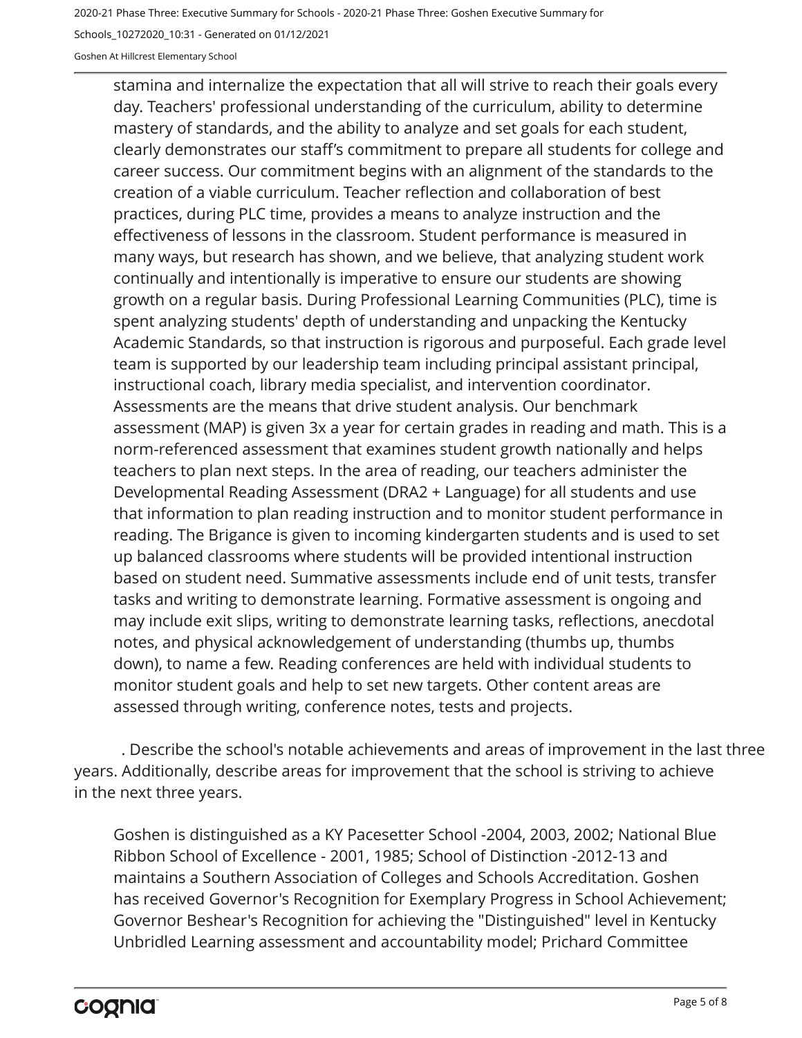stamina and internalize the expectation that all will strive to reach their goals every day. Teachers' professional understanding of the curriculum, ability to determine mastery of standards, and the ability to analyze and set goals for each student, clearly demonstrates our staff's commitment to prepare all students for college and career success. Our commitment begins with an alignment of the standards to the creation of a viable curriculum. Teacher reflection and collaboration of best practices, during PLC time, provides a means to analyze instruction and the effectiveness of lessons in the classroom. Student performance is measured in many ways, but research has shown, and we believe, that analyzing student work continually and intentionally is imperative to ensure our students are showing growth on a regular basis. During Professional Learning Communities (PLC), time is spent analyzing students' depth of understanding and unpacking the Kentucky Academic Standards, so that instruction is rigorous and purposeful. Each grade level team is supported by our leadership team including principal assistant principal, instructional coach, library media specialist, and intervention coordinator. Assessments are the means that drive student analysis. Our benchmark assessment (MAP) is given 3x a year for certain grades in reading and math. This is a norm-referenced assessment that examines student growth nationally and helps teachers to plan next steps. In the area of reading, our teachers administer the Developmental Reading Assessment (DRA2 + Language) for all students and use that information to plan reading instruction and to monitor student performance in reading. The Brigance is given to incoming kindergarten students and is used to set up balanced classrooms where students will be provided intentional instruction based on student need. Summative assessments include end of unit tests, transfer tasks and writing to demonstrate learning. Formative assessment is ongoing and may include exit slips, writing to demonstrate learning tasks, reflections, anecdotal notes, and physical acknowledgement of understanding (thumbs up, thumbs down), to name a few. Reading conferences are held with individual students to monitor student goals and help to set new targets. Other content areas are assessed through writing, conference notes, tests and projects.

. Describe the school's notable achievements and areas of improvement in the last three years. Additionally, describe areas for improvement that the school is striving to achieve in the next three years.

Goshen is distinguished as a KY Pacesetter School -2004, 2003, 2002; National Blue Ribbon School of Excellence - 2001, 1985; School of Distinction -2012-13 and maintains a Southern Association of Colleges and Schools Accreditation. Goshen has received Governor's Recognition for Exemplary Progress in School Achievement; Governor Beshear's Recognition for achieving the "Distinguished" level in Kentucky Unbridled Learning assessment and accountability model; Prichard Committee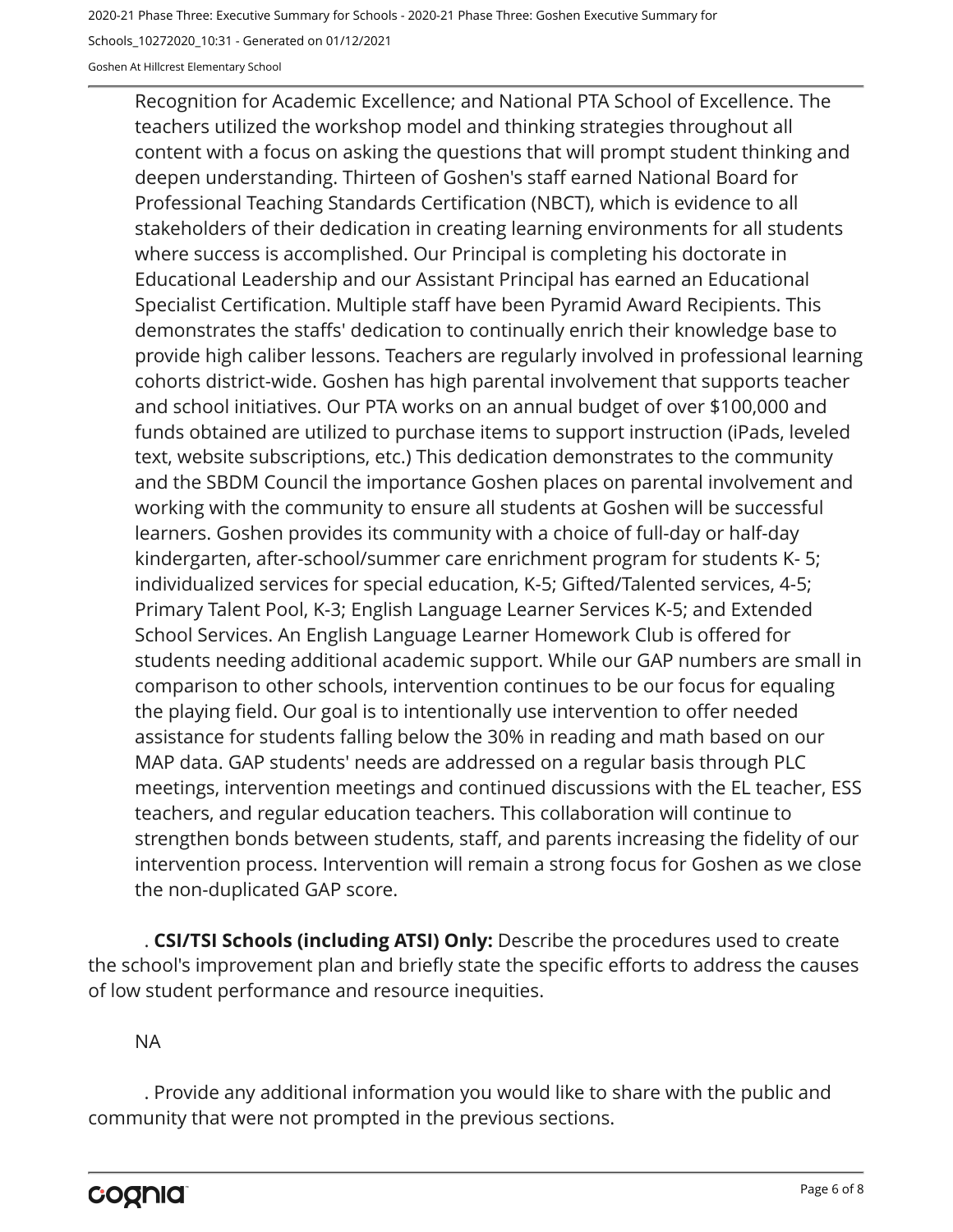Recognition for Academic Excellence; and National PTA School of Excellence. The teachers utilized the workshop model and thinking strategies throughout all content with a focus on asking the questions that will prompt student thinking and deepen understanding. Thirteen of Goshen's staff earned National Board for Professional Teaching Standards Certification (NBCT), which is evidence to all stakeholders of their dedication in creating learning environments for all students where success is accomplished. Our Principal is completing his doctorate in Educational Leadership and our Assistant Principal has earned an Educational Specialist Certification. Multiple staff have been Pyramid Award Recipients. This demonstrates the staffs' dedication to continually enrich their knowledge base to provide high caliber lessons. Teachers are regularly involved in professional learning cohorts district-wide. Goshen has high parental involvement that supports teacher and school initiatives. Our PTA works on an annual budget of over $100,000 and funds obtained are utilized to purchase items to support instruction (iPads, leveled text, website subscriptions, etc.) This dedication demonstrates to the community and the SBDM Council the importance Goshen places on parental involvement and working with the community to ensure all students at Goshen will be successful learners. Goshen provides its community with a choice of full-day or half-day kindergarten, after-school/summer care enrichment program for students K- 5; individualized services for special education, K-5; Gifted/Talented services, 4-5; Primary Talent Pool, K-3; English Language Learner Services K-5; and Extended School Services. An English Language Learner Homework Club is offered for students needing additional academic support. While our GAP numbers are small in comparison to other schools, intervention continues to be our focus for equaling the playing field. Our goal is to intentionally use intervention to offer needed assistance for students falling below the 30% in reading and math based on our MAP data. GAP students' needs are addressed on a regular basis through PLC meetings, intervention meetings and continued discussions with the EL teacher, ESS teachers, and regular education teachers. This collaboration will continue to strengthen bonds between students, staff, and parents increasing the fidelity of our intervention process. Intervention will remain a strong focus for Goshen as we close the non-duplicated GAP score.

. **CSI/TSI Schools (including ATSI) Only:** Describe the procedures used to create the school's improvement plan and briefly state the specific efforts to address the causes of low student performance and resource inequities.

NA

. Provide any additional information you would like to share with the public and community that were not prompted in the previous sections.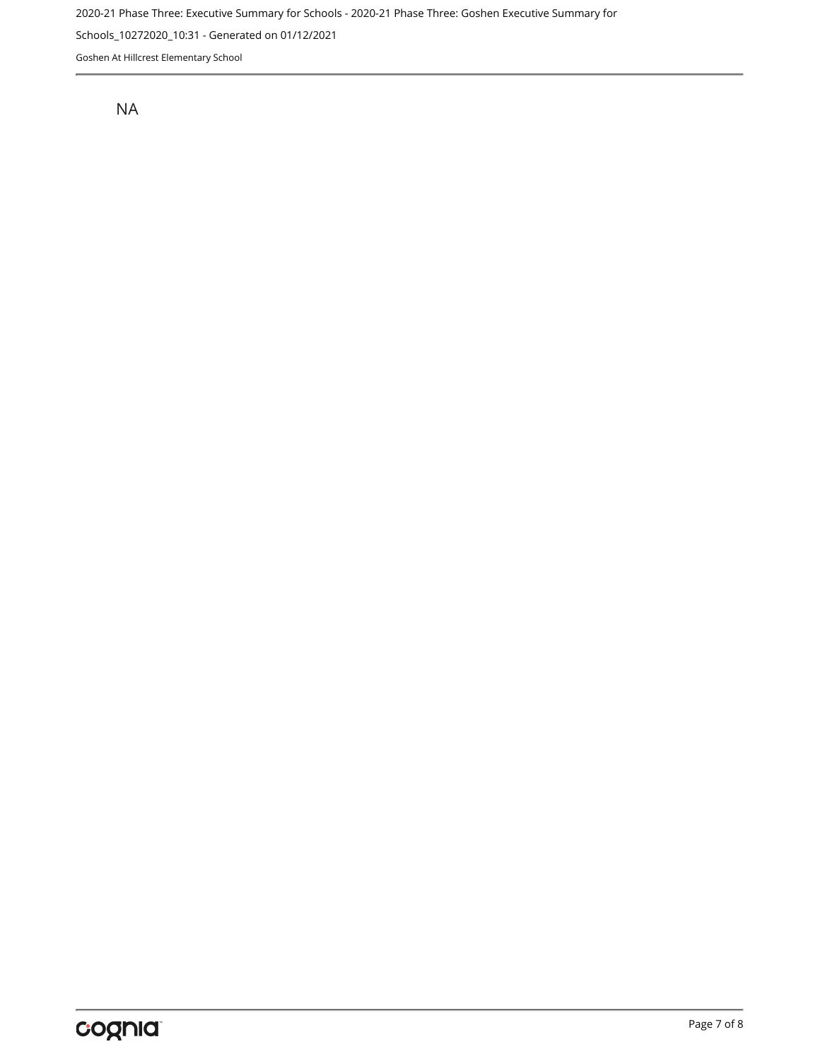NA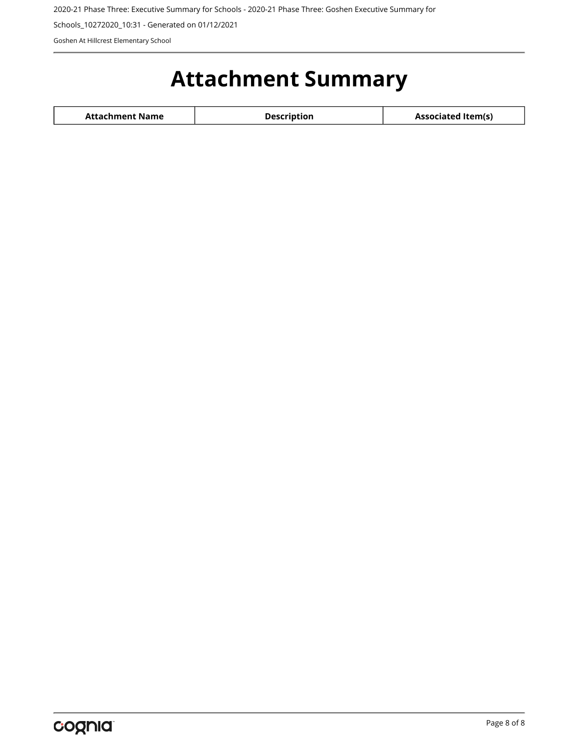# Attachment Summary

| Attachment Name | Description | Associated Item(s) |
| --- | --- | --- |